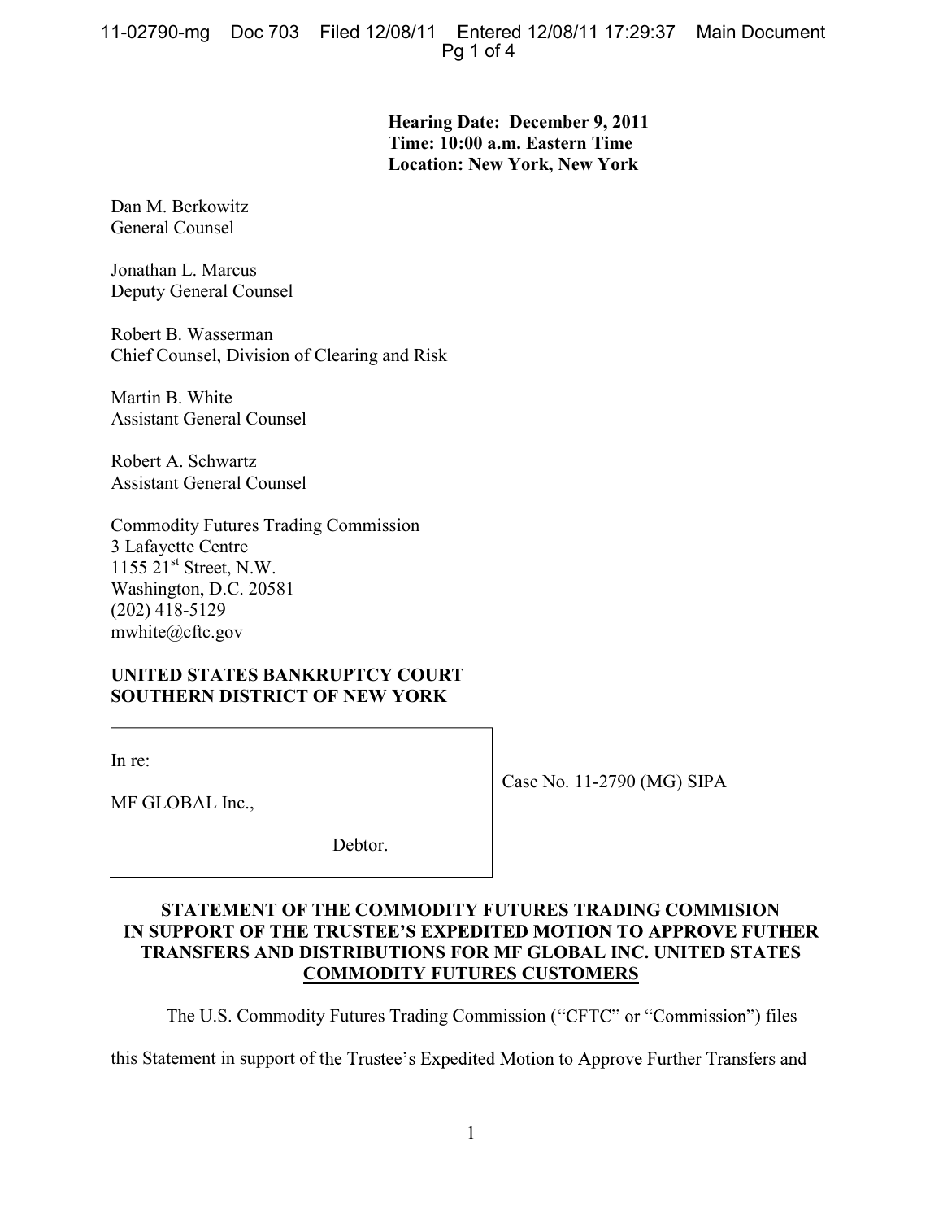**Hearing Date: December 9, 2011**
**Time: 10:00 a.m. Eastern Time**
**Location: New York, New York**

Dan M. Berkowitz
General Counsel

Jonathan L. Marcus
Deputy General Counsel

Robert B. Wasserman
Chief Counsel, Division of Clearing and Risk

Martin B. White
Assistant General Counsel

Robert A. Schwartz
Assistant General Counsel

Commodity Futures Trading Commission
3 Lafayette Centre
1155 21st Street, N.W.
Washington, D.C. 20581
(202) 418-5129
mwhite@cftc.gov

**UNITED STATES BANKRUPTCY COURT**
**SOUTHERN DISTRICT OF NEW YORK**

| | |
|---|---|
| In re:<br><br>MF GLOBAL Inc.,<br><br>Debtor. | Case No. 11-2790 (MG) SIPA |

**STATEMENT OF THE COMMODITY FUTURES TRADING COMMISION IN SUPPORT OF THE TRUSTEE'S EXPEDITED MOTION TO APPROVE FUTHER TRANSFERS AND DISTRIBUTIONS FOR MF GLOBAL INC. UNITED STATES COMMODITY FUTURES CUSTOMERS**

The U.S. Commodity Futures Trading Commission ("CFTC" or "Commission") files this Statement in support of the Trustee's Expedited Motion to Approve Further Transfers and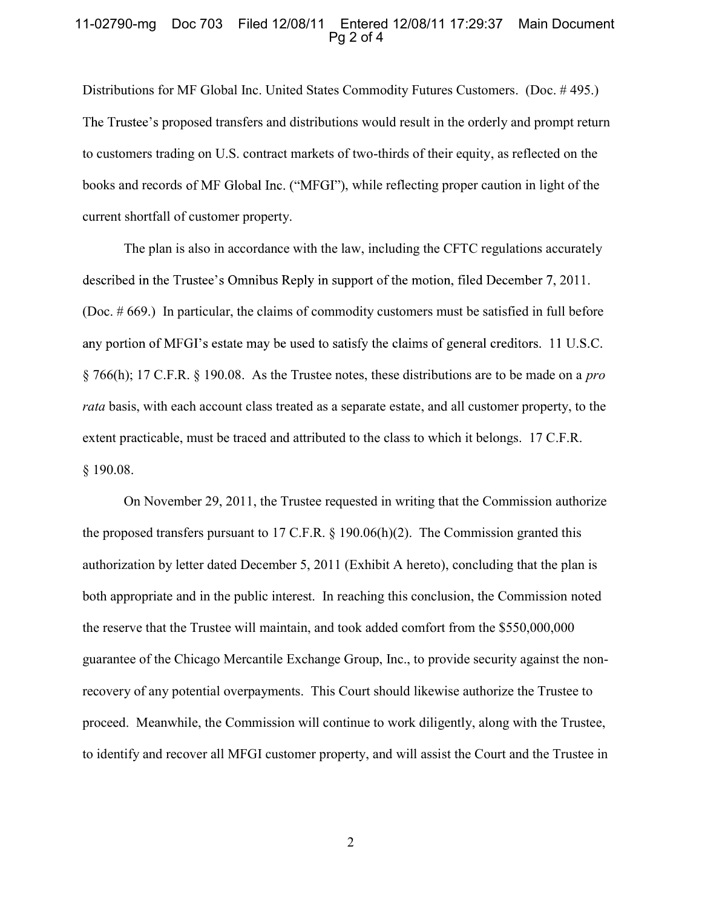Distributions for MF Global Inc. United States Commodity Futures Customers. (Doc. # 495.) The Trustee's proposed transfers and distributions would result in the orderly and prompt return to customers trading on U.S. contract markets of two-thirds of their equity, as reflected on the books and records of MF Global Inc. ("MFGI"), while reflecting proper caution in light of the current shortfall of customer property.

The plan is also in accordance with the law, including the CFTC regulations accurately described in the Trustee's Omnibus Reply in support of the motion, filed December 7, 2011. (Doc. # 669.) In particular, the claims of commodity customers must be satisfied in full before any portion of MFGI's estate may be used to satisfy the claims of general creditors. 11 U.S.C. § 766(h); 17 C.F.R. § 190.08. As the Trustee notes, these distributions are to be made on a *pro rata* basis, with each account class treated as a separate estate, and all customer property, to the extent practicable, must be traced and attributed to the class to which it belongs. 17 C.F.R. § 190.08.

On November 29, 2011, the Trustee requested in writing that the Commission authorize the proposed transfers pursuant to 17 C.F.R. § 190.06(h)(2). The Commission granted this authorization by letter dated December 5, 2011 (Exhibit A hereto), concluding that the plan is both appropriate and in the public interest. In reaching this conclusion, the Commission noted the reserve that the Trustee will maintain, and took added comfort from the $550,000,000 guarantee of the Chicago Mercantile Exchange Group, Inc., to provide security against the non-recovery of any potential overpayments. This Court should likewise authorize the Trustee to proceed. Meanwhile, the Commission will continue to work diligently, along with the Trustee, to identify and recover all MFGI customer property, and will assist the Court and the Trustee in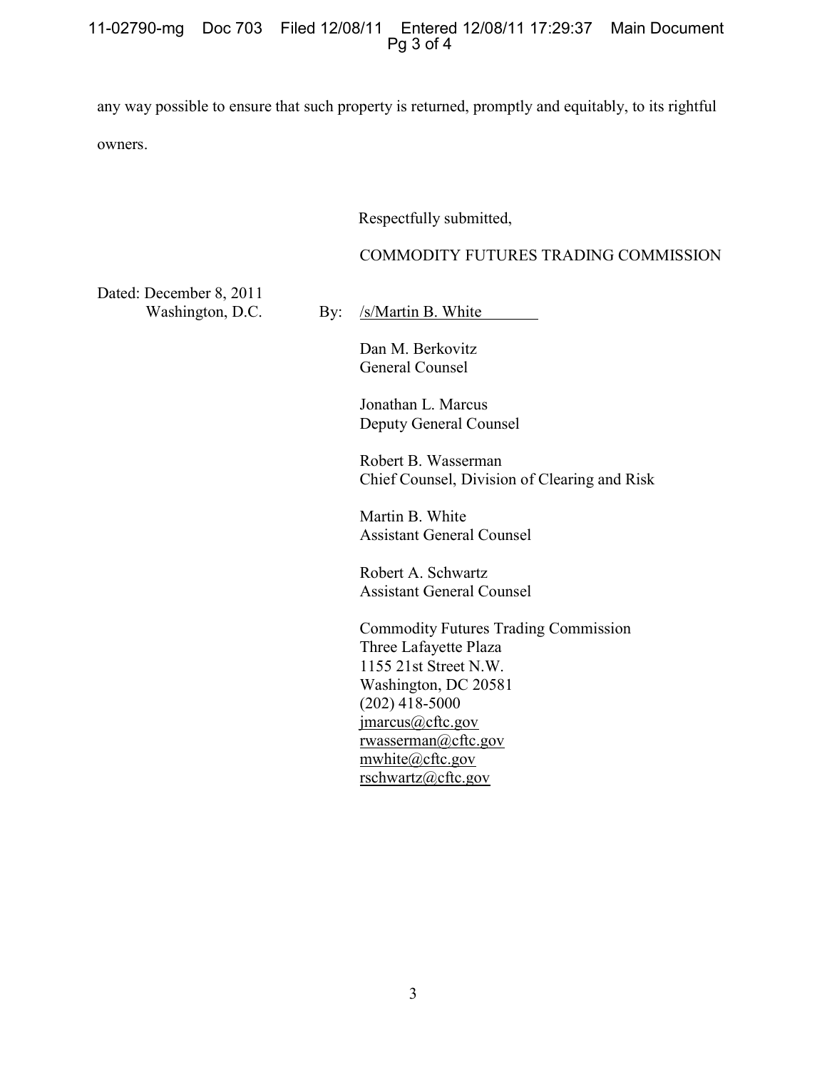any way possible to ensure that such property is returned, promptly and equitably, to its rightful owners.

Respectfully submitted,

COMMODITY FUTURES TRADING COMMISSION

Dated: December 8, 2011
Washington, D.C.

By: /s/Martin B. White

Dan M. Berkovitz
General Counsel

Jonathan L. Marcus
Deputy General Counsel

Robert B. Wasserman
Chief Counsel, Division of Clearing and Risk

Martin B. White
Assistant General Counsel

Robert A. Schwartz
Assistant General Counsel

Commodity Futures Trading Commission
Three Lafayette Plaza
1155 21st Street N.W.
Washington, DC 20581
(202) 418-5000
jmarcus@cftc.gov
rwasserman@cftc.gov
mwhite@cftc.gov
rschwartz@cftc.gov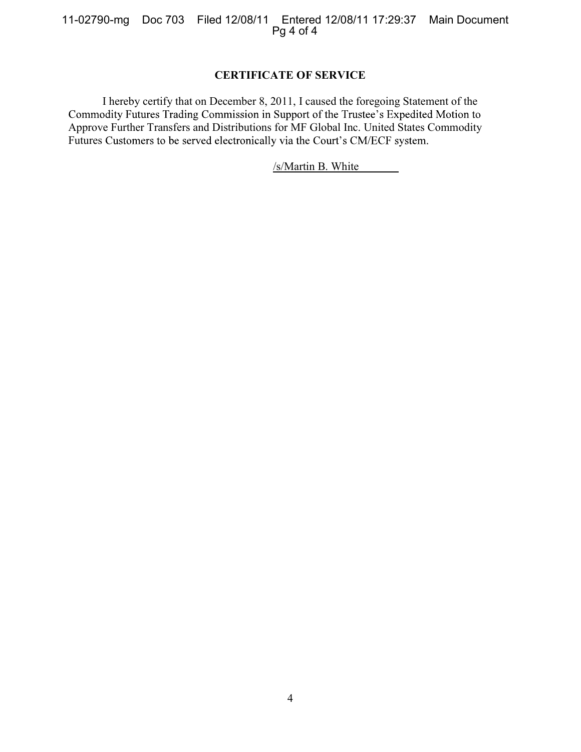## CERTIFICATE OF SERVICE

I hereby certify that on December 8, 2011, I caused the foregoing Statement of the Commodity Futures Trading Commission in Support of the Trustee's Expedited Motion to Approve Further Transfers and Distributions for MF Global Inc. United States Commodity Futures Customers to be served electronically via the Court's CM/ECF system.

/s/Martin B. White